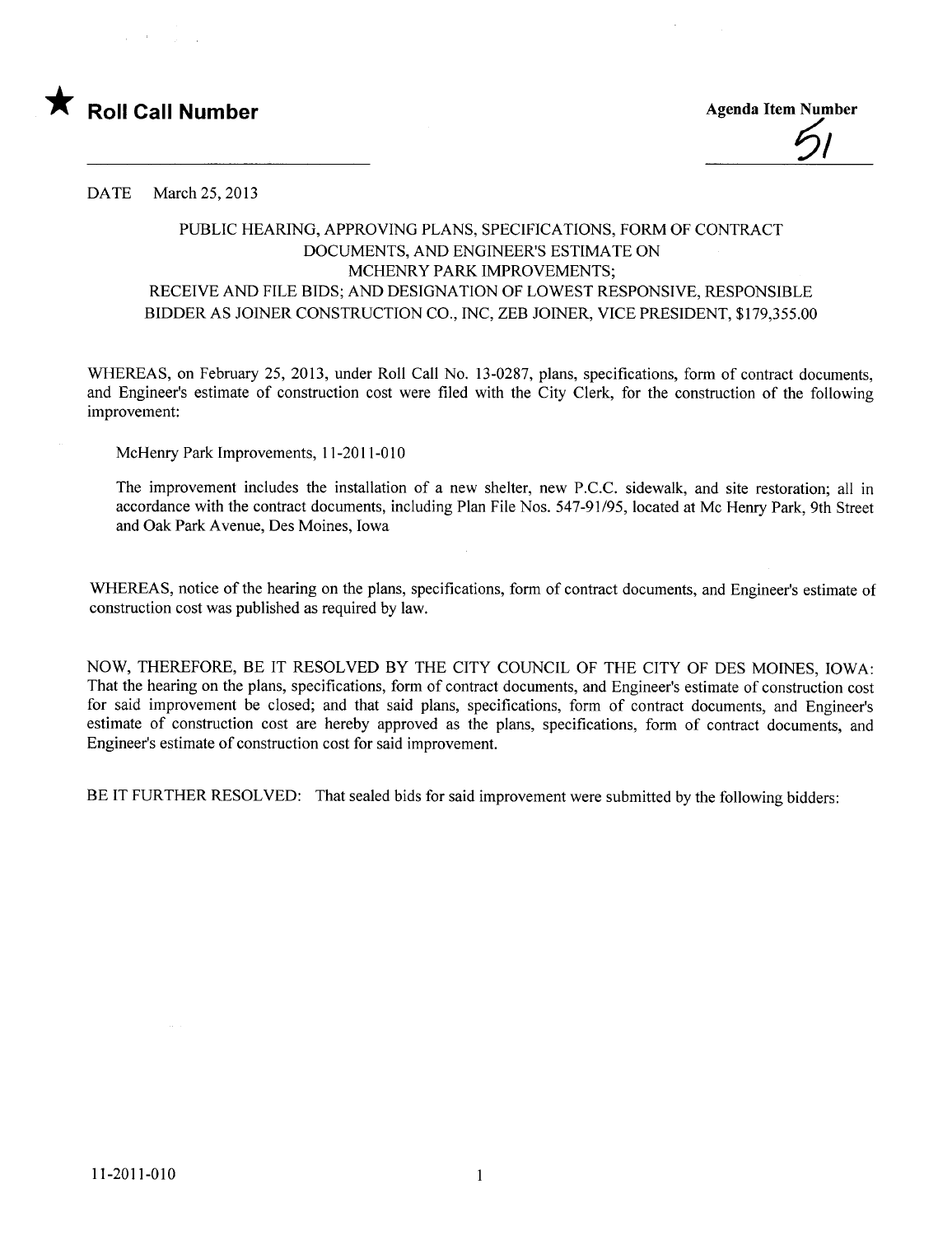★ **Roll Call Number**

**Agenda Item Number**

51

DATE March 25, 2013

PUBLIC HEARING, APPROVING PLANS, SPECIFICATIONS, FORM OF CONTRACT DOCUMENTS, AND ENGINEER'S ESTIMATE ON MCHENRY PARK IMPROVEMENTS; RECEIVE AND FILE BIDS; AND DESIGNATION OF LOWEST RESPONSIVE, RESPONSIBLE BIDDER AS JOINER CONSTRUCTION CO., INC, ZEB JOINER, VICE PRESIDENT, $179,355.00

WHEREAS, on February 25, 2013, under Roll Call No. 13-0287, plans, specifications, form of contract documents, and Engineer's estimate of construction cost were filed with the City Clerk, for the construction of the following improvement:

McHenry Park Improvements, 11-2011-010

The improvement includes the installation of a new shelter, new P.C.C. sidewalk, and site restoration; all in accordance with the contract documents, including Plan File Nos. 547-91/95, located at Mc Henry Park, 9th Street and Oak Park Avenue, Des Moines, Iowa

WHEREAS, notice of the hearing on the plans, specifications, form of contract documents, and Engineer's estimate of construction cost was published as required by law.

NOW, THEREFORE, BE IT RESOLVED BY THE CITY COUNCIL OF THE CITY OF DES MOINES, IOWA: That the hearing on the plans, specifications, form of contract documents, and Engineer's estimate of construction cost for said improvement be closed; and that said plans, specifications, form of contract documents, and Engineer's estimate of construction cost are hereby approved as the plans, specifications, form of contract documents, and Engineer's estimate of construction cost for said improvement.

BE IT FURTHER RESOLVED: That sealed bids for said improvement were submitted by the following bidders: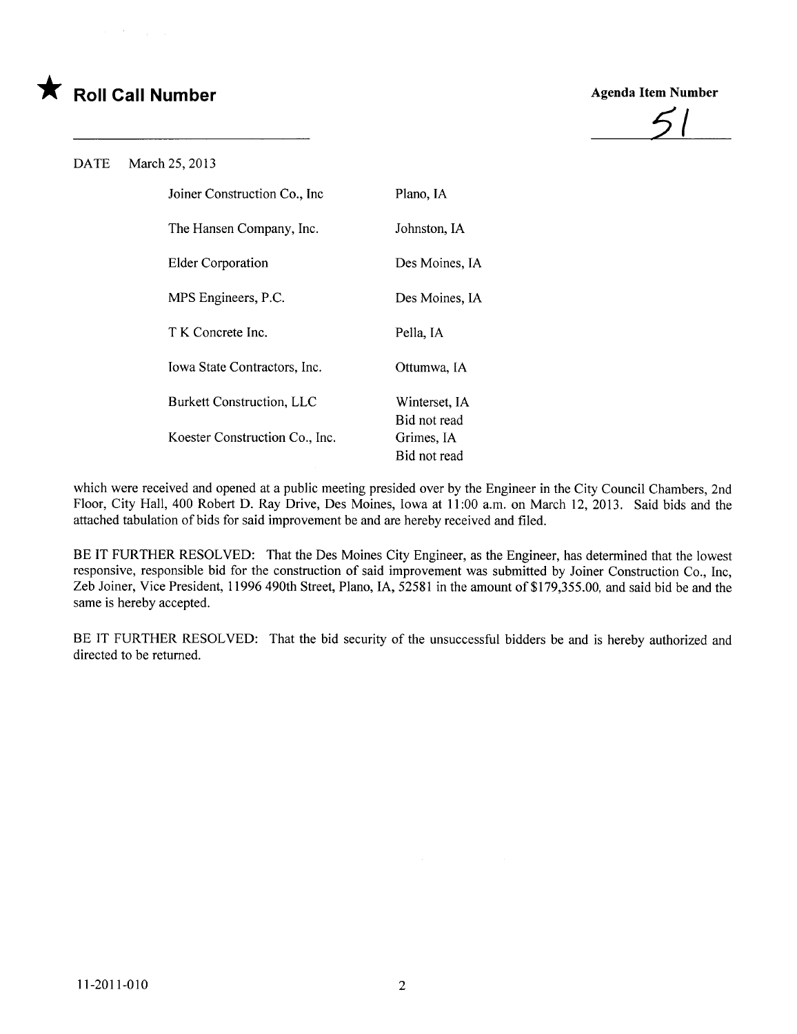★ **Roll Call Number**

**Agenda Item Number**

51

DATE March 25, 2013

| | |
|---|---|
| Joiner Construction Co., Inc | Plano, IA |
| The Hansen Company, Inc. | Johnston, IA |
| Elder Corporation | Des Moines, IA |
| MPS Engineers, P.C. | Des Moines, IA |
| T K Concrete Inc. | Pella, IA |
| Iowa State Contractors, Inc. | Ottumwa, IA |
| Burkett Construction, LLC | Winterset, IA<br>Bid not read |
| Koester Construction Co., Inc. | Grimes, IA<br>Bid not read |

which were received and opened at a public meeting presided over by the Engineer in the City Council Chambers, 2nd Floor, City Hall, 400 Robert D. Ray Drive, Des Moines, Iowa at 11:00 a.m. on March 12, 2013. Said bids and the attached tabulation of bids for said improvement be and are hereby received and filed.

BE IT FURTHER RESOLVED: That the Des Moines City Engineer, as the Engineer, has determined that the lowest responsive, responsible bid for the construction of said improvement was submitted by Joiner Construction Co., Inc, Zeb Joiner, Vice President, 11996 490th Street, Plano, IA, 52581 in the amount of $179,355.00, and said bid be and the same is hereby accepted.

BE IT FURTHER RESOLVED: That the bid security of the unsuccessful bidders be and is hereby authorized and directed to be returned.

11-2011-010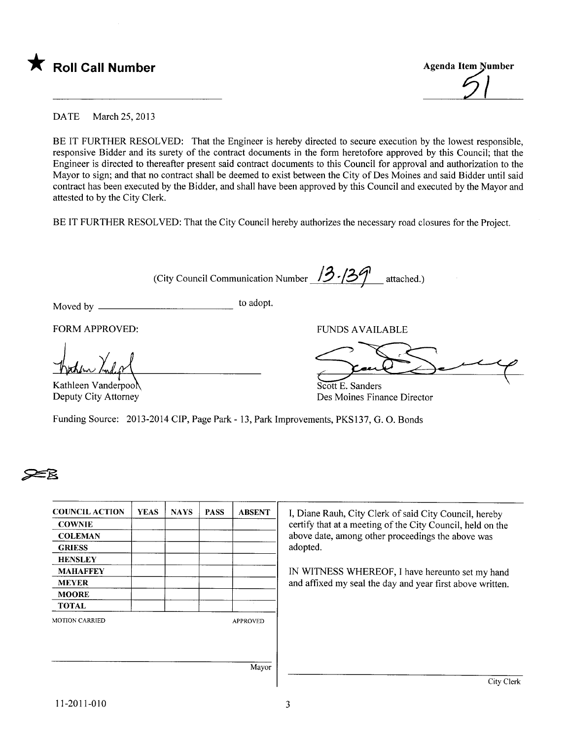★ **Roll Call Number**

**Agenda Item Number**
51

DATE March 25, 2013

BE IT FURTHER RESOLVED: That the Engineer is hereby directed to secure execution by the lowest responsible, responsive Bidder and its surety of the contract documents in the form heretofore approved by this Council; that the Engineer is directed to thereafter present said contract documents to this Council for approval and authorization to the Mayor to sign; and that no contract shall be deemed to exist between the City of Des Moines and said Bidder until said contract has been executed by the Bidder, and shall have been approved by this Council and executed by the Mayor and attested to by the City Clerk.

BE IT FURTHER RESOLVED: That the City Council hereby authorizes the necessary road closures for the Project.

(City Council Communication Number 13-139 attached.)

Moved by ______________________ to adopt.

FORM APPROVED:

Kathleen Vanderpool
Deputy City Attorney

FUNDS AVAILABLE

Scott E. Sanders
Des Moines Finance Director

Funding Source: 2013-2014 CIP, Page Park - 13, Park Improvements, PKS137, G. O. Bonds

| COUNCIL ACTION | YEAS | NAYS | PASS | ABSENT |
|---|---|---|---|---|
| COWNIE | | | | |
| COLEMAN | | | | |
| GRIESS | | | | |
| HENSLEY | | | | |
| MAHAFFEY | | | | |
| MEYER | | | | |
| MOORE | | | | |
| TOTAL | | | | |

MOTION CARRIED APPROVED

______________________ Mayor

I, Diane Rauh, City Clerk of said City Council, hereby certify that at a meeting of the City Council, held on the above date, among other proceedings the above was adopted.

IN WITNESS WHEREOF, I have hereunto set my hand and affixed my seal the day and year first above written.

______________________ City Clerk

11-2011-010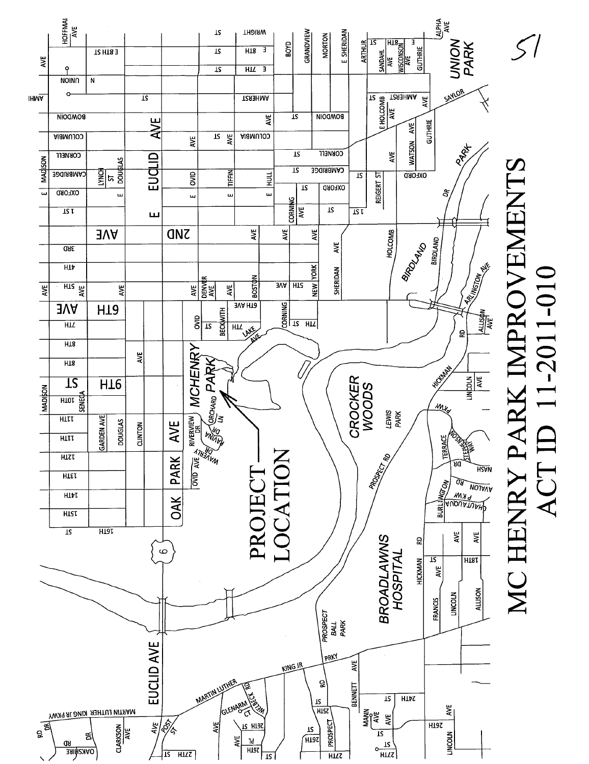# MC HENRY PARK IMPROVEMENTS

# ACT ID 11-2011-010

PROJECT LOCATION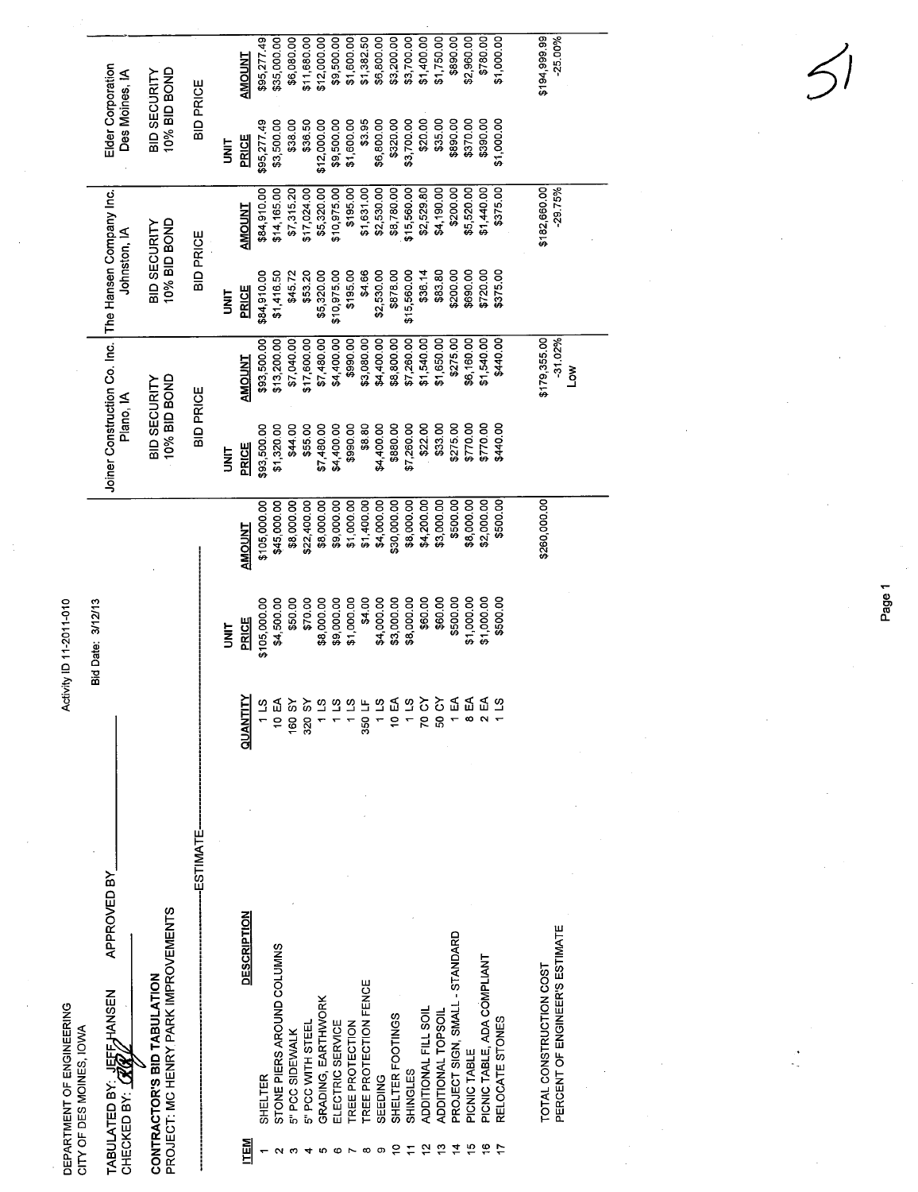DEPARTMENT OF ENGINEERING
CITY OF DES MOINES, IOWA

Activity ID 11-2011-010

TABULATED BY: JEFF HANSEN  APPROVED BY\_\_\_\_\_\_\_\_\_\_
CHECKED BY: 

Bid Date: 3/12/13

51

**CONTRACTOR'S BID TABULATION**
**PROJECT: MC HENRY PARK IMPROVEMENTS**

| | | ESTIMATE | | | Joiner Construction Co. Inc. Plano, IA | | The Hansen Company Inc. Johnston, IA | | Elder Corporation Des Moines, IA | |
|---|---|---|---|---|---|---|---|---|---|---|
| | | | | | BID SECURITY 10% BID BOND | | BID SECURITY 10% BID BOND | | BID SECURITY 10% BID BOND | |
| | | | | | BID PRICE | | BID PRICE | | BID PRICE | |
| **ITEM** | **DESCRIPTION** | **QUANTITY** | **UNIT PRICE** | **AMOUNT** | **UNIT PRICE** | **AMOUNT** | **UNIT PRICE** | **AMOUNT** | **UNIT PRICE** | **AMOUNT** |
| 1 | SHELTER | 1 LS | $105,000.00 | $105,000.00 | $93,500.00 | $93,500.00 | $84,910.00 | $84,910.00 | $95,277.49 | $95,277.49 |
| 2 | STONE PIERS AROUND COLUMNS | 10 EA | $4,500.00 | $45,000.00 | $1,320.00 | $13,200.00 | $1,416.50 | $14,165.00 | $3,500.00 | $35,000.00 |
| 3 | 5" PCC SIDEWALK | 160 SY | $50.00 | $8,000.00 | $44.00 | $7,040.00 | $45.72 | $7,315.20 | $38.00 | $6,080.00 |
| 4 | 5" PCC WITH STEEL | 320 SY | $70.00 | $22,400.00 | $55.00 | $17,600.00 | $53.20 | $17,024.00 | $36.50 | $11,680.00 |
| 5 | GRADING, EARTHWORK | 1 LS | $8,000.00 | $8,000.00 | $7,480.00 | $7,480.00 | $5,320.00 | $5,320.00 | $12,000.00 | $12,000.00 |
| 6 | ELECTRIC SERVICE | 1 LS | $9,000.00 | $9,000.00 | $4,400.00 | $4,400.00 | $10,975.00 | $10,975.00 | $9,500.00 | $9,500.00 |
| 7 | TREE PROTECTION | 1 LS | $1,000.00 | $1,000.00 | $990.00 | $990.00 | $195.00 | $195.00 | $1,600.00 | $1,600.00 |
| 8 | TREE PROTECTION FENCE | 350 LF | $4.00 | $1,400.00 | $8.80 | $3,080.00 | $4.66 | $1,631.00 | $3.95 | $1,382.50 |
| 9 | SEEDING | 1 LS | $4,000.00 | $4,000.00 | $4,400.00 | $4,400.00 | $2,530.00 | $2,530.00 | $6,800.00 | $6,800.00 |
| 10 | SHELTER FOOTINGS | 10 EA | $3,000.00 | $30,000.00 | $880.00 | $8,800.00 | $878.00 | $8,780.00 | $320.00 | $3,200.00 |
| 11 | SHINGLES | 1 LS | $8,000.00 | $8,000.00 | $7,260.00 | $7,260.00 | $15,560.00 | $15,560.00 | $3,700.00 | $3,700.00 |
| 12 | ADDITIONAL FILL SOIL | 70 CY | $60.00 | $4,200.00 | $22.00 | $1,540.00 | $36.14 | $2,529.80 | $20.00 | $1,400.00 |
| 13 | ADDITIONAL TOPSOIL | 50 CY | $60.00 | $3,000.00 | $33.00 | $1,650.00 | $83.80 | $4,190.00 | $35.00 | $1,750.00 |
| 14 | PROJECT SIGN, SMALL - STANDARD | 1 EA | $500.00 | $500.00 | $275.00 | $275.00 | $200.00 | $200.00 | $890.00 | $890.00 |
| 15 | PICNIC TABLE | 8 EA | $1,000.00 | $8,000.00 | $770.00 | $6,160.00 | $690.00 | $5,520.00 | $370.00 | $2,960.00 |
| 16 | PICNIC TABLE, ADA COMPLIANT | 2 EA | $1,000.00 | $2,000.00 | $770.00 | $1,540.00 | $720.00 | $1,440.00 | $390.00 | $780.00 |
| 17 | RELOCATE STONES | 1 LS | $500.00 | $500.00 | $440.00 | $440.00 | $375.00 | $375.00 | $1,000.00 | $1,000.00 |
| | TOTAL CONSTRUCTION COST | | | $260,000.00 | | $179,355.00 | | $182,660.00 | | $194,999.99 |
| | PERCENT OF ENGINEER'S ESTIMATE | | | | | -31.02% | | -29.75% | | -25.00% |
| | | | | | | Low | | | | |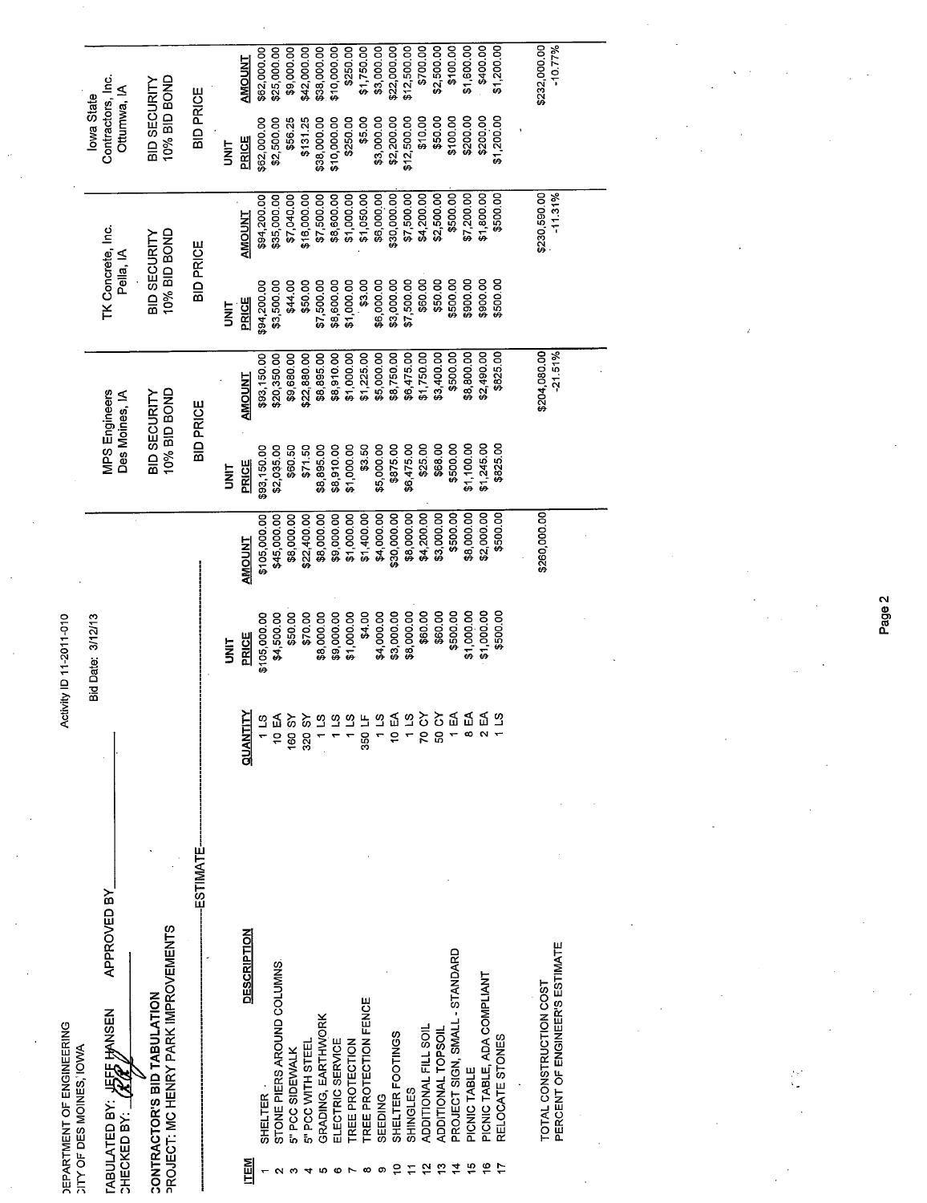DEPARTMENT OF ENGINEERING
CITY OF DES MOINES, IOWA

Activity ID 11-2011-010

TABULATED BY: JEFF HANSEN APPROVED BY_______
CHECKED BY: ______

Bid Date: 3/12/13

CONTRACTOR'S BID TABULATION
PROJECT: MC HENRY PARK IMPROVEMENTS

| ITEM | DESCRIPTION | QUANTITY | ESTIMATE UNIT PRICE | ESTIMATE AMOUNT | MPS Engineers Des Moines, IA BID SECURITY 10% BID BOND UNIT PRICE | MPS Engineers AMOUNT | TK Concrete, Inc. Pella, IA BID SECURITY 10% BID BOND UNIT PRICE | TK Concrete, Inc. AMOUNT | Iowa State Contractors, Inc. Ottumwa, IA BID SECURITY 10% BID BOND UNIT PRICE | Iowa State Contractors, Inc. AMOUNT |
|---|---|---|---|---|---|---|---|---|---|---|
| 1 | SHELTER | 1 LS | $105,000.00 | $105,000.00 | $93,150.00 | $93,150.00 | $94,200.00 | $94,200.00 | $62,000.00 | $62,000.00 |
| 2 | STONE PIERS AROUND COLUMNS | 10 EA | $4,500.00 | $45,000.00 | $2,035.00 | $20,350.00 | $3,500.00 | $35,000.00 | $2,500.00 | $25,000.00 |
| 3 | 5" PCC SIDEWALK | 160 SY | $50.00 | $8,000.00 | $60.50 | $9,680.00 | $44.00 | $7,040.00 | $56.25 | $9,000.00 |
| 4 | 5" PCC WITH STEEL | 320 SY | $70.00 | $22,400.00 | $71.50 | $22,880.00 | $50.00 | $16,000.00 | $131.25 | $42,000.00 |
| 5 | GRADING, EARTHWORK | 1 LS | $8,000.00 | $8,000.00 | $8,895.00 | $8,895.00 | $7,500.00 | $7,500.00 | $38,000.00 | $38,000.00 |
| 6 | ELECTRIC SERVICE | 1 LS | $9,000.00 | $9,000.00 | $8,910.00 | $8,910.00 | $8,600.00 | $8,600.00 | $10,000.00 | $10,000.00 |
| 7 | TREE PROTECTION | 1 LS | $1,000.00 | $1,000.00 | $1,000.00 | $1,000.00 | $1,000.00 | $1,000.00 | $250.00 | $250.00 |
| 8 | TREE PROTECTION FENCE | 350 LF | $4.00 | $1,400.00 | $3.50 | $1,225.00 | $3.00 | $1,050.00 | $5.00 | $1,750.00 |
| 9 | SEEDING | 1 LS | $4,000.00 | $4,000.00 | $5,000.00 | $5,000.00 | $6,000.00 | $6,000.00 | $3,000.00 | $3,000.00 |
| 10 | SHELTER FOOTINGS | 10 EA | $3,000.00 | $30,000.00 | $875.00 | $8,750.00 | $3,000.00 | $30,000.00 | $2,200.00 | $22,000.00 |
| 11 | SHINGLES | 1 LS | $8,000.00 | $8,000.00 | $6,475.00 | $6,475.00 | $7,500.00 | $7,500.00 | $12,500.00 | $12,500.00 |
| 12 | ADDITIONAL FILL SOIL | 70 CY | $60.00 | $4,200.00 | $25.00 | $1,750.00 | $60.00 | $4,200.00 | $10.00 | $700.00 |
| 13 | ADDITIONAL TOPSOIL | 50 CY | $60.00 | $3,000.00 | $68.00 | $3,400.00 | $50.00 | $2,500.00 | $50.00 | $2,500.00 |
| 14 | PROJECT SIGN, SMALL - STANDARD | 1 EA | $500.00 | $500.00 | $500.00 | $500.00 | $500.00 | $500.00 | $100.00 | $100.00 |
| 15 | PICNIC TABLE | 8 EA | $1,000.00 | $8,000.00 | $1,100.00 | $8,800.00 | $900.00 | $7,200.00 | $200.00 | $1,600.00 |
| 16 | PICNIC TABLE, ADA COMPLIANT | 2 EA | $1,000.00 | $2,000.00 | $1,245.00 | $2,490.00 | $900.00 | $1,800.00 | $200.00 | $400.00 |
| 17 | RELOCATE STONES | 1 LS | $500.00 | $500.00 | $825.00 | $825.00 | $500.00 | $500.00 | $1,200.00 | $1,200.00 |
| | TOTAL CONSTRUCTION COST | | | $260,000.00 | | $204,080.00 | | $230,590.00 | | $232,000.00 |
| | PERCENT OF ENGINEER'S ESTIMATE | | | | | -21.51% | | -11.31% | | -10.77% |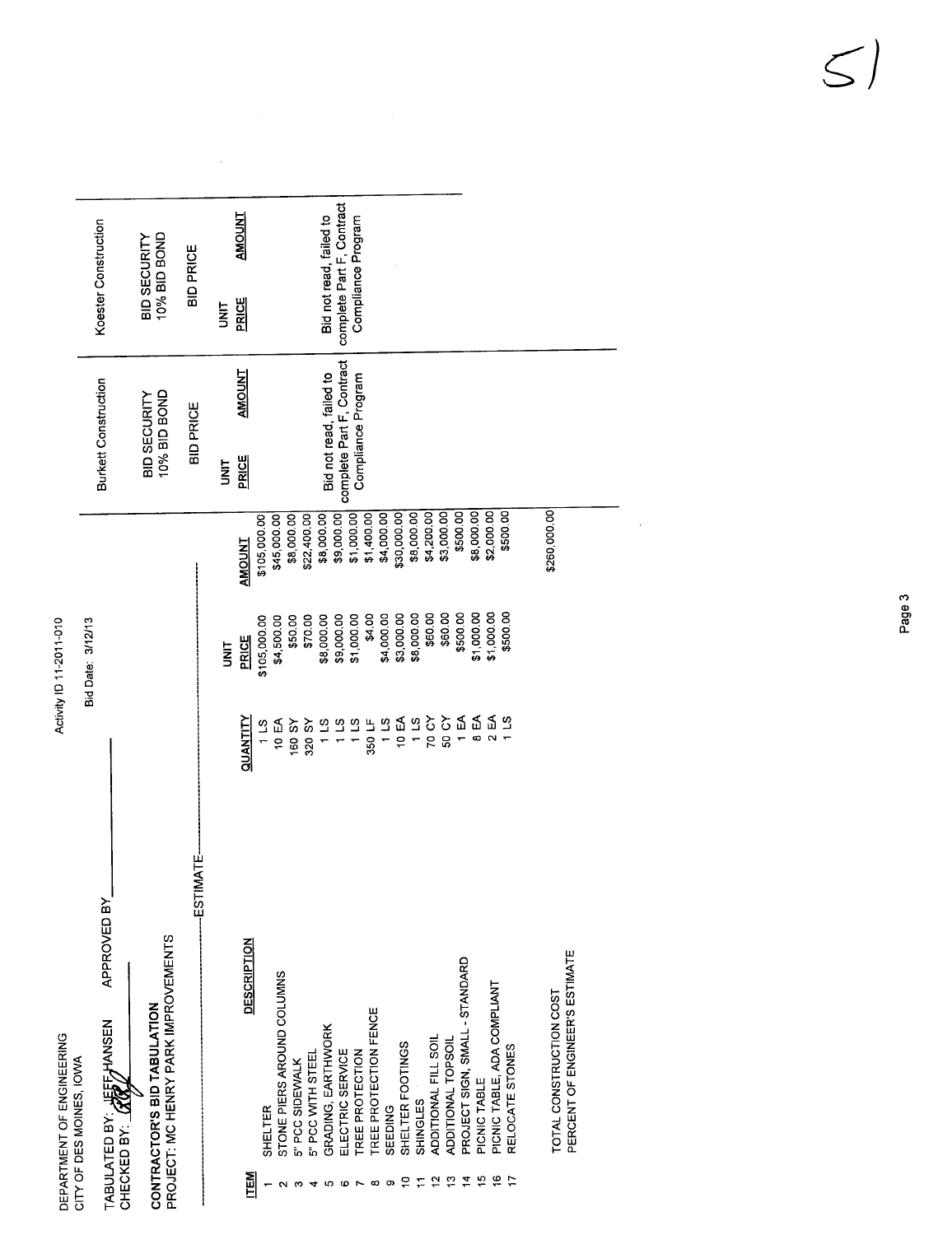DEPARTMENT OF ENGINEERING
CITY OF DES MOINES, IOWA

Activity ID 11-2011-010

Bid Date: 3/12/13

TABULATED BY: JEFF HANSEN APPROVED BY \_\_\_\_\_\_\_\_\_\_
CHECKED BY: \_\_\_\_\_\_\_\_\_\_

**CONTRACTOR'S BID TABULATION**
PROJECT: MC HENRY PARK IMPROVEMENTS

| | | ESTIMATE | | | Burkett Construction | | Koester Construction | |
|---|---|---|---|---|---|---|---|---|
| | | | | | BID SECURITY 10% BID BOND | | BID SECURITY 10% BID BOND | |
| | | | | | BID PRICE | | BID PRICE | |
| **ITEM** | **DESCRIPTION** | **QUANTITY** | **UNIT PRICE** | **AMOUNT** | **UNIT PRICE** | **AMOUNT** | **UNIT PRICE** | **AMOUNT** |
| 1 | SHELTER | 1 LS | $105,000.00 | $105,000.00 | Bid not read, failed to complete Part F, Contract Compliance Program | | Bid not read, failed to complete Part F, Contract Compliance Program | |
| 2 | STONE PIERS AROUND COLUMNS | 10 EA | $4,500.00 | $45,000.00 | | | | |
| 3 | 5" PCC SIDEWALK | 160 SY | $50.00 | $8,000.00 | | | | |
| 4 | 5" PCC WITH STEEL | 320 SY | $70.00 | $22,400.00 | | | | |
| 5 | GRADING, EARTHWORK | 1 LS | $8,000.00 | $8,000.00 | | | | |
| 6 | ELECTRIC SERVICE | 1 LS | $9,000.00 | $9,000.00 | | | | |
| 7 | TREE PROTECTION | 1 LS | $1,000.00 | $1,000.00 | | | | |
| 8 | TREE PROTECTION FENCE | 350 LF | $4.00 | $1,400.00 | | | | |
| 9 | SEEDING | 1 LS | $4,000.00 | $4,000.00 | | | | |
| 10 | SHELTER FOOTINGS | 10 EA | $3,000.00 | $30,000.00 | | | | |
| 11 | SHINGLES | 1 LS | $8,000.00 | $8,000.00 | | | | |
| 12 | ADDITIONAL FILL SOIL | 70 CY | $60.00 | $4,200.00 | | | | |
| 13 | ADDITIONAL TOPSOIL | 50 CY | $60.00 | $3,000.00 | | | | |
| 14 | PROJECT SIGN, SMALL - STANDARD | 1 EA | $500.00 | $500.00 | | | | |
| 15 | PICNIC TABLE | 8 EA | $1,000.00 | $8,000.00 | | | | |
| 16 | PICNIC TABLE, ADA COMPLIANT | 2 EA | $1,000.00 | $2,000.00 | | | | |
| 17 | RELOCATE STONES | 1 LS | $500.00 | $500.00 | | | | |
| | TOTAL CONSTRUCTION COST | | | $260,000.00 | | | | |
| | PERCENT OF ENGINEER'S ESTIMATE | | | | | | | |

51